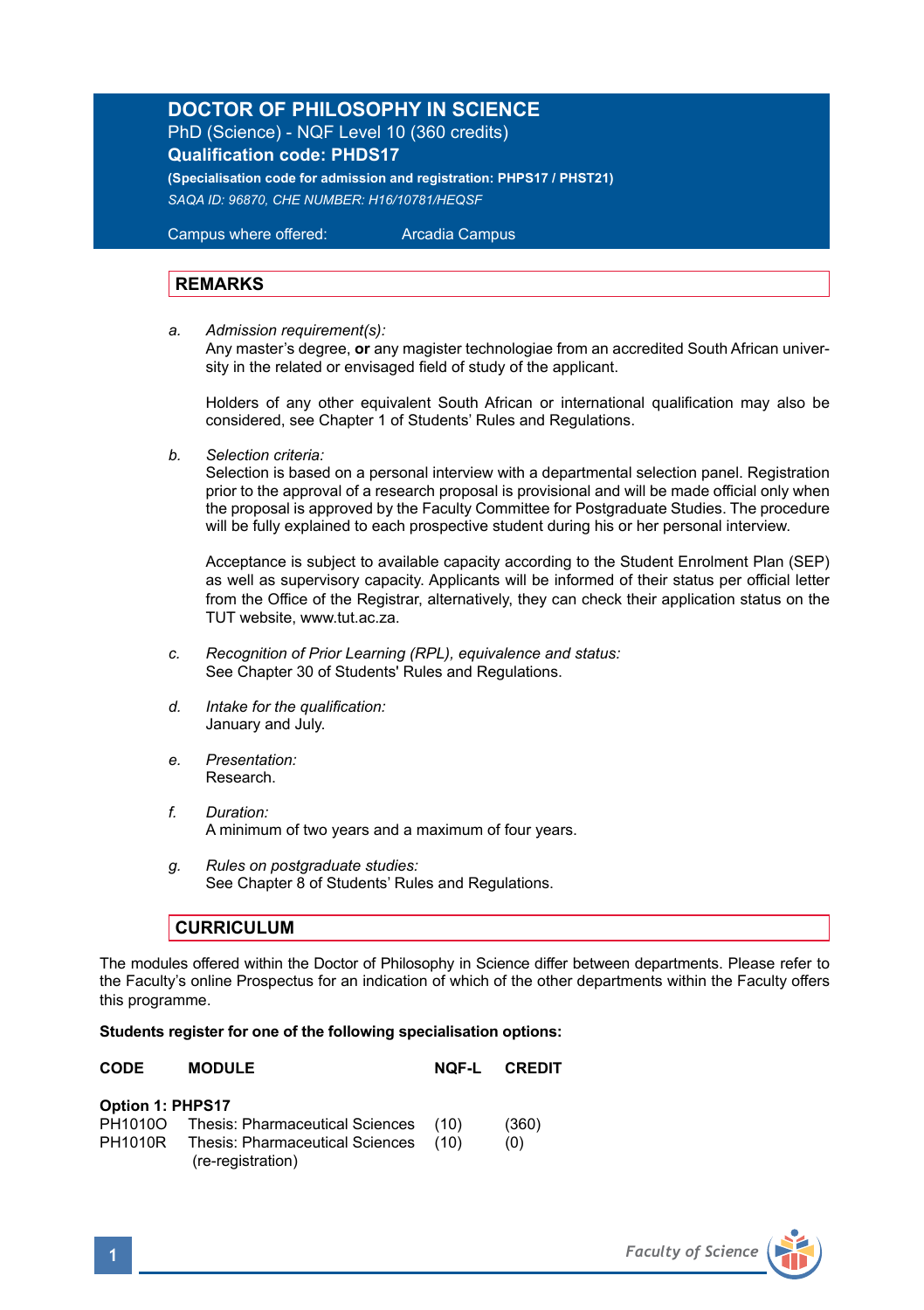# DOCTOR OF PHILOSOPHY IN SCIENCE

PhD (Science) - NQF Level 10 (360 credits)

**Qualification code: PHDS17**

**(Specialisation code for admission and registration: PHPS17 / PHST21)**

*SAQA ID: 96870, CHE NUMBER: H16/10781/HEQSF*

Campus where offered: Arcadia Campus

## REMARKS

*a. Admission requirement(s):*
Any master's degree, **or** any magister technologiae from an accredited South African university in the related or envisaged field of study of the applicant.

Holders of any other equivalent South African or international qualification may also be considered, see Chapter 1 of Students' Rules and Regulations.

*b. Selection criteria:*
Selection is based on a personal interview with a departmental selection panel. Registration prior to the approval of a research proposal is provisional and will be made official only when the proposal is approved by the Faculty Committee for Postgraduate Studies. The procedure will be fully explained to each prospective student during his or her personal interview.

Acceptance is subject to available capacity according to the Student Enrolment Plan (SEP) as well as supervisory capacity. Applicants will be informed of their status per official letter from the Office of the Registrar, alternatively, they can check their application status on the TUT website, www.tut.ac.za.

*c. Recognition of Prior Learning (RPL), equivalence and status:*
See Chapter 30 of Students' Rules and Regulations.

*d. Intake for the qualification:*
January and July.

*e. Presentation:*
Research.

*f. Duration:*
A minimum of two years and a maximum of four years.

*g. Rules on postgraduate studies:*
See Chapter 8 of Students' Rules and Regulations.

## CURRICULUM

The modules offered within the Doctor of Philosophy in Science differ between departments. Please refer to the Faculty's online Prospectus for an indication of which of the other departments within the Faculty offers this programme.

**Students register for one of the following specialisation options:**

| CODE | MODULE | NQF-L | CREDIT |
|---|---|---|---|
| **Option 1: PHPS17** | | | |
| PH1010O | Thesis: Pharmaceutical Sciences | (10) | (360) |
| PH1010R | Thesis: Pharmaceutical Sciences (re-registration) | (10) | (0) |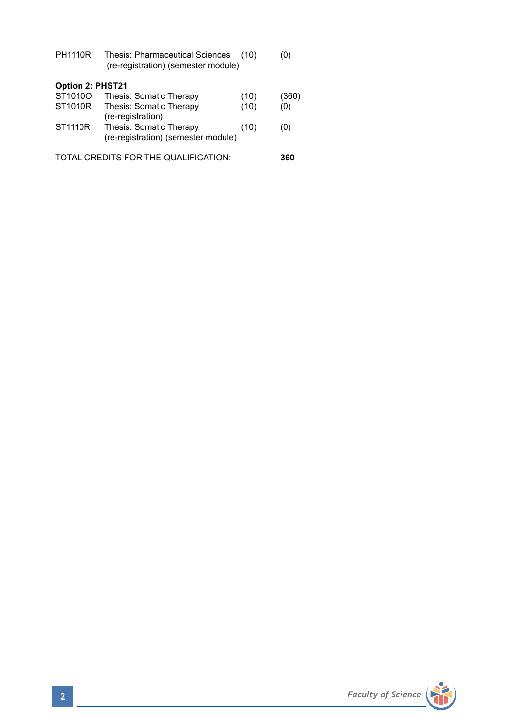| | | | |
|---|---|---|---|
| PH1110R | Thesis: Pharmaceutical Sciences (re-registration) (semester module) | (10) | (0) |

**Option 2: PHST21**

| | | | |
|---|---|---|---|
| ST1010O | Thesis: Somatic Therapy | (10) | (360) |
| ST1010R | Thesis: Somatic Therapy (re-registration) | (10) | (0) |
| ST1110R | Thesis: Somatic Therapy (re-registration) (semester module) | (10) | (0) |

TOTAL CREDITS FOR THE QUALIFICATION: **360**